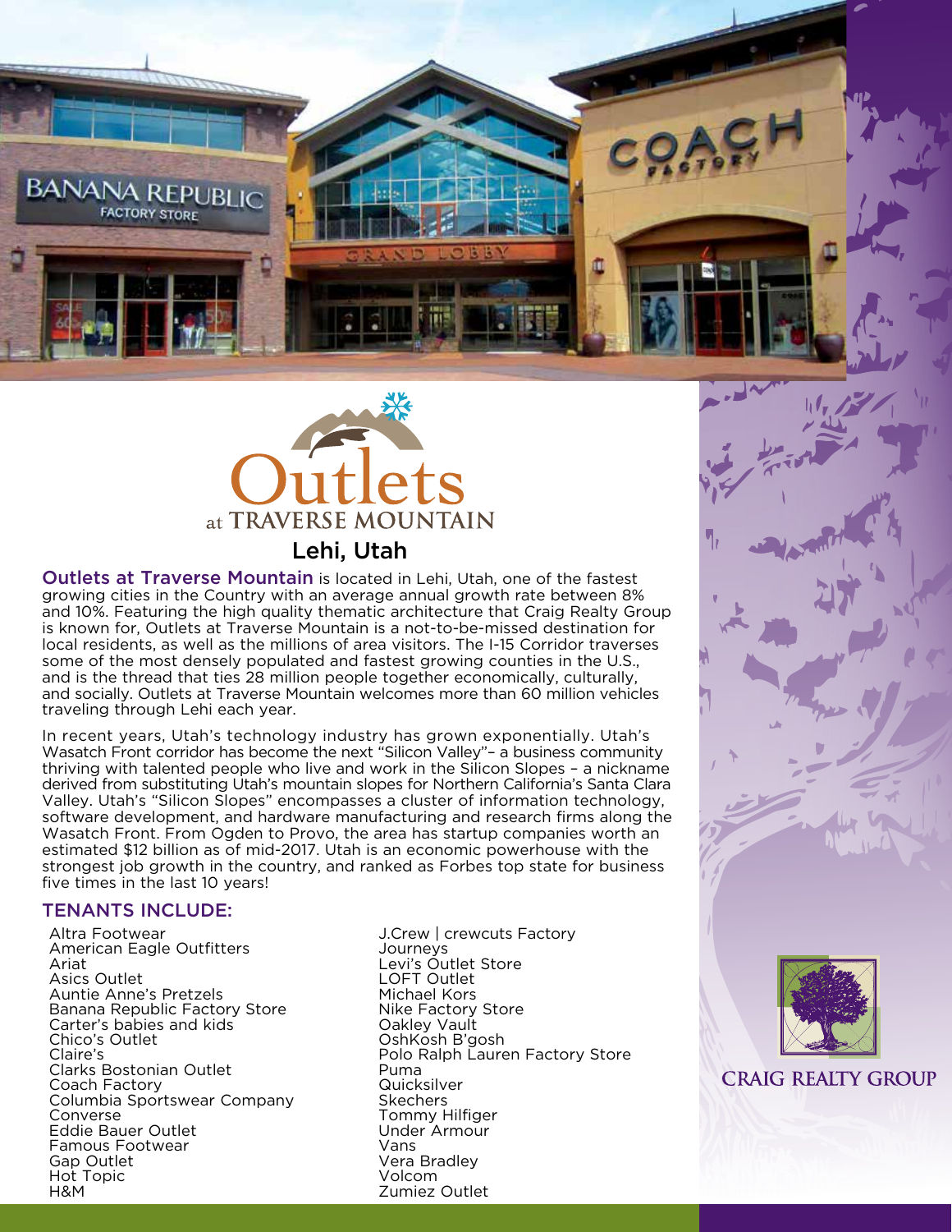# Outlets at TRAVERSE MOUNTAIN

## Lehi, Utah

**Outlets at Traverse Mountain** is located in Lehi, Utah, one of the fastest growing cities in the Country with an average annual growth rate between 8% and 10%. Featuring the high quality thematic architecture that Craig Realty Group is known for, Outlets at Traverse Mountain is a not-to-be-missed destination for local residents, as well as the millions of area visitors. The I-15 Corridor traverses some of the most densely populated and fastest growing counties in the U.S., and is the thread that ties 28 million people together economically, culturally, and socially. Outlets at Traverse Mountain welcomes more than 60 million vehicles traveling through Lehi each year.

In recent years, Utah's technology industry has grown exponentially. Utah's Wasatch Front corridor has become the next "Silicon Valley"– a business community thriving with talented people who live and work in the Silicon Slopes – a nickname derived from substituting Utah's mountain slopes for Northern California's Santa Clara Valley. Utah's "Silicon Slopes" encompasses a cluster of information technology, software development, and hardware manufacturing and research firms along the Wasatch Front. From Ogden to Provo, the area has startup companies worth an estimated $12 billion as of mid-2017. Utah is an economic powerhouse with the strongest job growth in the country, and ranked as Forbes top state for business five times in the last 10 years!

### TENANTS INCLUDE:

- Altra Footwear
- American Eagle Outfitters
- Ariat
- Asics Outlet
- Auntie Anne's Pretzels
- Banana Republic Factory Store
- Carter's babies and kids
- Chico's Outlet
- Claire's
- Clarks Bostonian Outlet
- Coach Factory
- Columbia Sportswear Company
- Converse
- Eddie Bauer Outlet
- Famous Footwear
- Gap Outlet
- Hot Topic
- H&M
- J.Crew | crewcuts Factory
- Journeys
- Levi's Outlet Store
- LOFT Outlet
- Michael Kors
- Nike Factory Store
- Oakley Vault
- OshKosh B'gosh
- Polo Ralph Lauren Factory Store
- Puma
- Quicksilver
- Skechers
- Tommy Hilfiger
- Under Armour
- Vans
- Vera Bradley
- Volcom
- Zumiez Outlet

CRAIG REALTY GROUP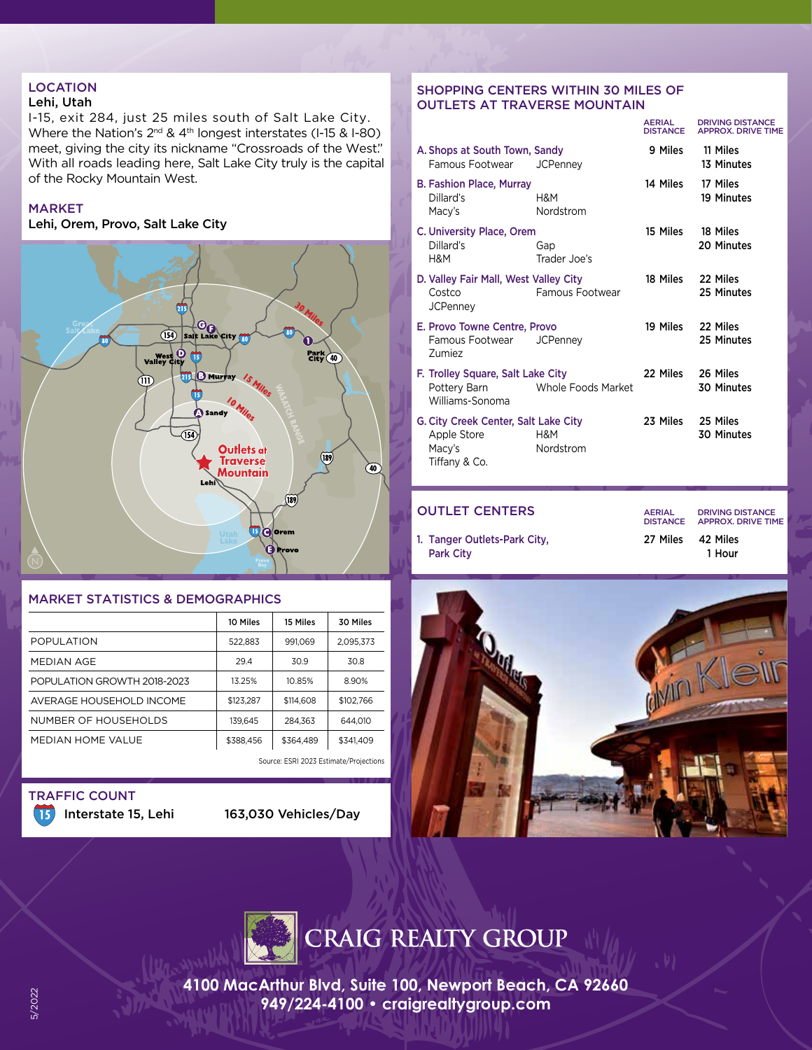## LOCATION

**Lehi, Utah**

I-15, exit 284, just 25 miles south of Salt Lake City. Where the Nation's 2nd & 4th longest interstates (I-15 & I-80) meet, giving the city its nickname "Crossroads of the West." With all roads leading here, Salt Lake City truly is the capital of the Rocky Mountain West.

## MARKET

**Lehi, Orem, Provo, Salt Lake City**

## SHOPPING CENTERS WITHIN 30 MILES OF OUTLETS AT TRAVERSE MOUNTAIN

| | | AERIAL DISTANCE | DRIVING DISTANCE APPROX. DRIVE TIME |
|---|---|---|---|
| **A. Shops at South Town, Sandy** | | 9 Miles | 11 Miles<br>13 Minutes |
| Famous Footwear | JCPenney | | |
| **B. Fashion Place, Murray** | | 14 Miles | 17 Miles<br>19 Minutes |
| Dillard's<br>Macy's | H&M<br>Nordstrom | | |
| **C. University Place, Orem** | | 15 Miles | 18 Miles<br>20 Minutes |
| Dillard's<br>H&M | Gap<br>Trader Joe's | | |
| **D. Valley Fair Mall, West Valley City** | | 18 Miles | 22 Miles<br>25 Minutes |
| Costco<br>JCPenney | Famous Footwear | | |
| **E. Provo Towne Centre, Provo** | | 19 Miles | 22 Miles<br>25 Minutes |
| Famous Footwear<br>Zumiez | JCPenney | | |
| **F. Trolley Square, Salt Lake City** | | 22 Miles | 26 Miles<br>30 Minutes |
| Pottery Barn<br>Williams-Sonoma | Whole Foods Market | | |
| **G. City Creek Center, Salt Lake City** | | 23 Miles | 25 Miles<br>30 Minutes |
| Apple Store<br>Macy's<br>Tiffany & Co. | H&M<br>Nordstrom | | |

## OUTLET CENTERS

| | AERIAL DISTANCE | DRIVING DISTANCE APPROX. DRIVE TIME |
|---|---|---|
| **1. Tanger Outlets-Park City, Park City** | 27 Miles | 42 Miles<br>1 Hour |

Great Salt Lake
Salt Lake City
West Valley City
Murray
Sandy
Lehi
Outlets at Traverse Mountain
Park City
Orem
Provo
Utah Lake
Provo Bay
WASATCH RANGE
10 Miles
15 Miles
30 Miles

## MARKET STATISTICS & DEMOGRAPHICS

| | 10 Miles | 15 Miles | 30 Miles |
|---|---|---|---|
| POPULATION | 522,883 | 991,069 | 2,095,373 |
| MEDIAN AGE | 29.4 | 30.9 | 30.8 |
| POPULATION GROWTH 2018-2023 | 13.25% | 10.85% | 8.90% |
| AVERAGE HOUSEHOLD INCOME | $123,287 | $114,608 | $102,766 |
| NUMBER OF HOUSEHOLDS | 139,645 | 284,363 | 644,010 |
| MEDIAN HOME VALUE | $388,456 | $364,489 | $341,409 |

Source: ESRI 2023 Estimate/Projections

## TRAFFIC COUNT

Interstate 15, Lehi — 163,030 Vehicles/Day

**CRAIG REALTY GROUP**

**4100 MacArthur Blvd, Suite 100, Newport Beach, CA 92660**
**949/224-4100 • craigrealtygroup.com**

5/2022